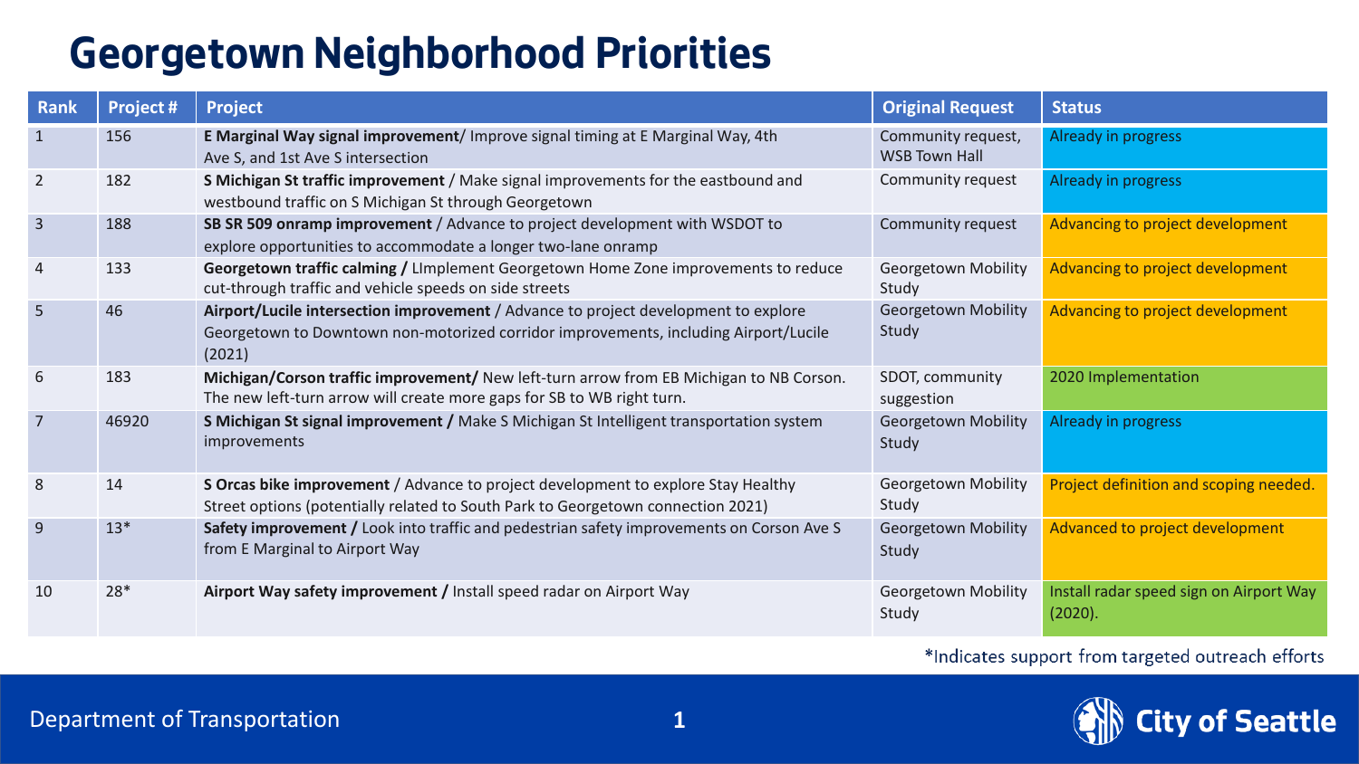# Georgetown Neighborhood Priorities

| Rank | Project # | Project | Original Request | Status |
|---|---|---|---|---|
| 1 | 156 | **E Marginal Way signal improvement**/ Improve signal timing at E Marginal Way, 4th Ave S, and 1st Ave S intersection | Community request, WSB Town Hall | Already in progress |
| 2 | 182 | **S Michigan St traffic improvement** / Make signal improvements for the eastbound and westbound traffic on S Michigan St through Georgetown | Community request | Already in progress |
| 3 | 188 | **SB SR 509 onramp improvement** / Advance to project development with WSDOT to explore opportunities to accommodate a longer two-lane onramp | Community request | Advancing to project development |
| 4 | 133 | **Georgetown traffic calming /** LImplement Georgetown Home Zone improvements to reduce cut-through traffic and vehicle speeds on side streets | Georgetown Mobility Study | Advancing to project development |
| 5 | 46 | **Airport/Lucile intersection improvement** / Advance to project development to explore Georgetown to Downtown non-motorized corridor improvements, including Airport/Lucile (2021) | Georgetown Mobility Study | Advancing to project development |
| 6 | 183 | **Michigan/Corson traffic improvement/** New left-turn arrow from EB Michigan to NB Corson. The new left-turn arrow will create more gaps for SB to WB right turn. | SDOT, community suggestion | 2020 Implementation |
| 7 | 46920 | **S Michigan St signal improvement /** Make S Michigan St Intelligent transportation system improvements | Georgetown Mobility Study | Already in progress |
| 8 | 14 | **S Orcas bike improvement** / Advance to project development to explore Stay Healthy Street options (potentially related to South Park to Georgetown connection 2021) | Georgetown Mobility Study | Project definition and scoping needed. |
| 9 | 13* | **Safety improvement /** Look into traffic and pedestrian safety improvements on Corson Ave S from E Marginal to Airport Way | Georgetown Mobility Study | Advanced to project development |
| 10 | 28* | **Airport Way safety improvement /** Install speed radar on Airport Way | Georgetown Mobility Study | Install radar speed sign on Airport Way (2020). |

*Indicates support from targeted outreach efforts

Department of Transportation

City of Seattle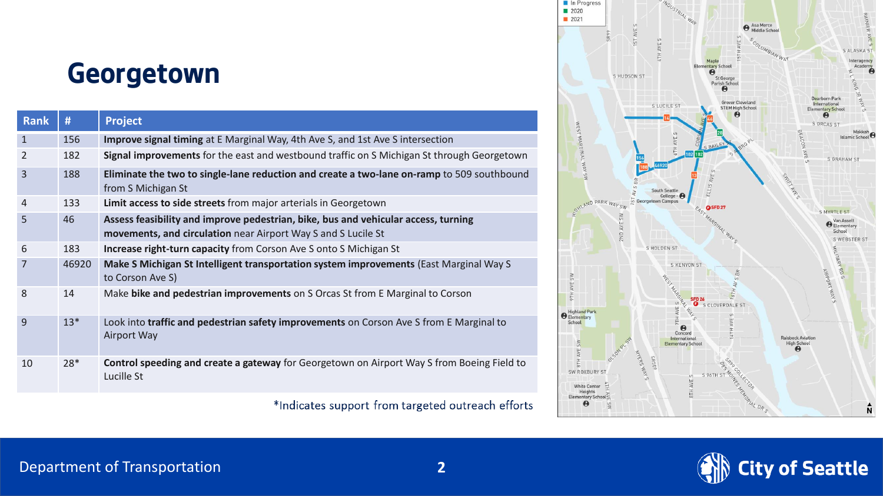# Georgetown

| Rank | # | Project |
|---|---|---|
| 1 | 156 | **Improve signal timing** at E Marginal Way, 4th Ave S, and 1st Ave S intersection |
| 2 | 182 | **Signal improvements** for the east and westbound traffic on S Michigan St through Georgetown |
| 3 | 188 | **Eliminate the two to single-lane reduction and create a two-lane on-ramp** to 509 southbound from S Michigan St |
| 4 | 133 | **Limit access to side streets** from major arterials in Georgetown |
| 5 | 46 | **Assess feasibility and improve pedestrian, bike, bus and vehicular access, turning movements, and circulation** near Airport Way S and S Lucile St |
| 6 | 183 | **Increase right-turn capacity** from Corson Ave S onto S Michigan St |
| 7 | 46920 | **Make S Michigan St Intelligent transportation system improvements** (East Marginal Way S to Corson Ave S) |
| 8 | 14 | Make **bike and pedestrian improvements** on S Orcas St from E Marginal to Corson |
| 9 | 13* | Look into **traffic and pedestrian safety improvements** on Corson Ave S from E Marginal to Airport Way |
| 10 | 28* | **Control speeding and create a gateway** for Georgetown on Airport Way S from Boeing Field to Lucille St |

*Indicates support from targeted outreach efforts

In Progress
2020
2021